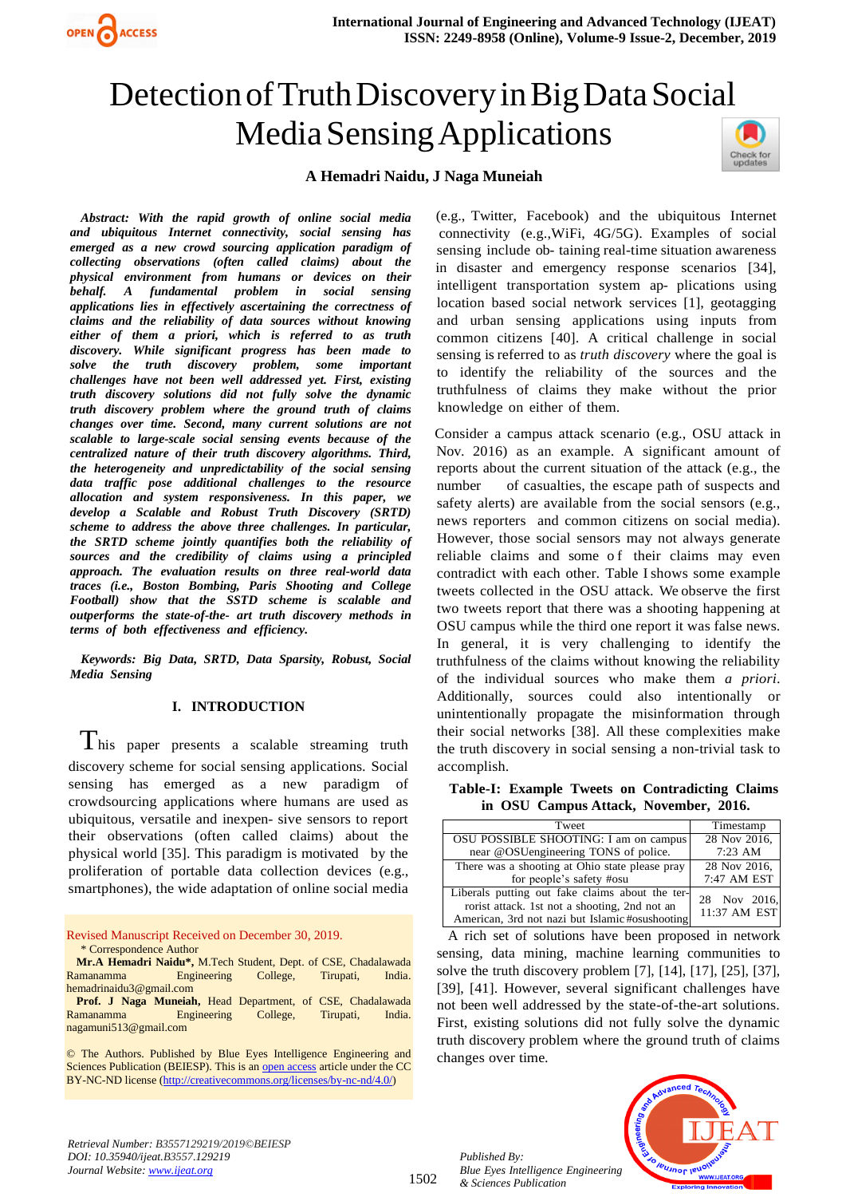# Detection of Truth Discovery in Big Data Social Media Sensing Applications

**A Hemadri Naidu, J Naga Muneiah**

***Abstract:** With the rapid growth of online social media and ubiquitous Internet connectivity, social sensing has emerged as a new crowd sourcing application paradigm of collecting observations (often called claims) about the physical environment from humans or devices on their behalf. A fundamental problem in social sensing applications lies in effectively ascertaining the correctness of claims and the reliability of data sources without knowing either of them a priori, which is referred to as truth discovery. While significant progress has been made to solve the truth discovery problem, some important challenges have not been well addressed yet. First, existing truth discovery solutions did not fully solve the dynamic truth discovery problem where the ground truth of claims changes over time. Second, many current solutions are not scalable to large-scale social sensing events because of the centralized nature of their truth discovery algorithms. Third, the heterogeneity and unpredictability of the social sensing data traffic pose additional challenges to the resource allocation and system responsiveness. In this paper, we develop a Scalable and Robust Truth Discovery (SRTD) scheme to address the above three challenges. In particular, the SRTD scheme jointly quantifies both the reliability of sources and the credibility of claims using a principled approach. The evaluation results on three real-world data traces (i.e., Boston Bombing, Paris Shooting and College Football) show that the SSTD scheme is scalable and outperforms the state-of-the- art truth discovery methods in terms of both effectiveness and efficiency.***

***Keywords:** Big Data, SRTD, Data Sparsity, Robust, Social Media Sensing*

## I. INTRODUCTION

This paper presents a scalable streaming truth discovery scheme for social sensing applications. Social sensing has emerged as a new paradigm of crowdsourcing applications where humans are used as ubiquitous, versatile and inexpen- sive sensors to report their observations (often called claims) about the physical world [35]. This paradigm is motivated by the proliferation of portable data collection devices (e.g., smartphones), the wide adaptation of online social media (e.g., Twitter, Facebook) and the ubiquitous Internet connectivity (e.g.,WiFi, 4G/5G). Examples of social sensing include ob- taining real-time situation awareness in disaster and emergency response scenarios [34], intelligent transportation system ap- plications using location based social network services [1], geotagging and urban sensing applications using inputs from common citizens [40]. A critical challenge in social sensing is referred to as *truth discovery* where the goal is to identify the reliability of the sources and the truthfulness of claims they make without the prior knowledge on either of them.

Consider a campus attack scenario (e.g., OSU attack in Nov. 2016) as an example. A significant amount of reports about the current situation of the attack (e.g., the number of casualties, the escape path of suspects and safety alerts) are available from the social sensors (e.g., news reporters and common citizens on social media). However, those social sensors may not always generate reliable claims and some of their claims may even contradict with each other. Table I shows some example tweets collected in the OSU attack. We observe the first two tweets report that there was a shooting happening at OSU campus while the third one report it was false news. In general, it is very challenging to identify the truthfulness of the claims without knowing the reliability of the individual sources who make them *a priori*. Additionally, sources could also intentionally or unintentionally propagate the misinformation through their social networks [38]. All these complexities make the truth discovery in social sensing a non-trivial task to accomplish.

**Table-I: Example Tweets on Contradicting Claims in OSU Campus Attack, November, 2016.**

| Tweet | Timestamp |
|---|---|
| OSU POSSIBLE SHOOTING: I am on campus near @OSUengineering TONS of police. | 28 Nov 2016, 7:23 AM |
| There was a shooting at Ohio state please pray for people's safety #osu | 28 Nov 2016, 7:47 AM EST |
| Liberals putting out fake claims about the ter- rorist attack. 1st not a shooting, 2nd not an American, 3rd not nazi but Islamic #osushooting | 28 Nov 2016, 11:37 AM EST |

A rich set of solutions have been proposed in network sensing, data mining, machine learning communities to solve the truth discovery problem [7], [14], [17], [25], [37], [39], [41]. However, several significant challenges have not been well addressed by the state-of-the-art solutions. First, existing solutions did not fully solve the dynamic truth discovery problem where the ground truth of claims changes over time.

Revised Manuscript Received on December 30, 2019.

\* Correspondence Author

**Mr.A Hemadri Naidu\***, M.Tech Student, Dept. of CSE, Chadalawada Ramanamma Engineering College, Tirupati, India. hemadrinaidu3@gmail.com

**Prof. J Naga Muneiah,** Head Department, of CSE, Chadalawada Ramanamma Engineering College, Tirupati, India. nagamuni513@gmail.com

© The Authors. Published by Blue Eyes Intelligence Engineering and Sciences Publication (BEIESP). This is an open access article under the CC BY-NC-ND license (http://creativecommons.org/licenses/by-nc-nd/4.0/)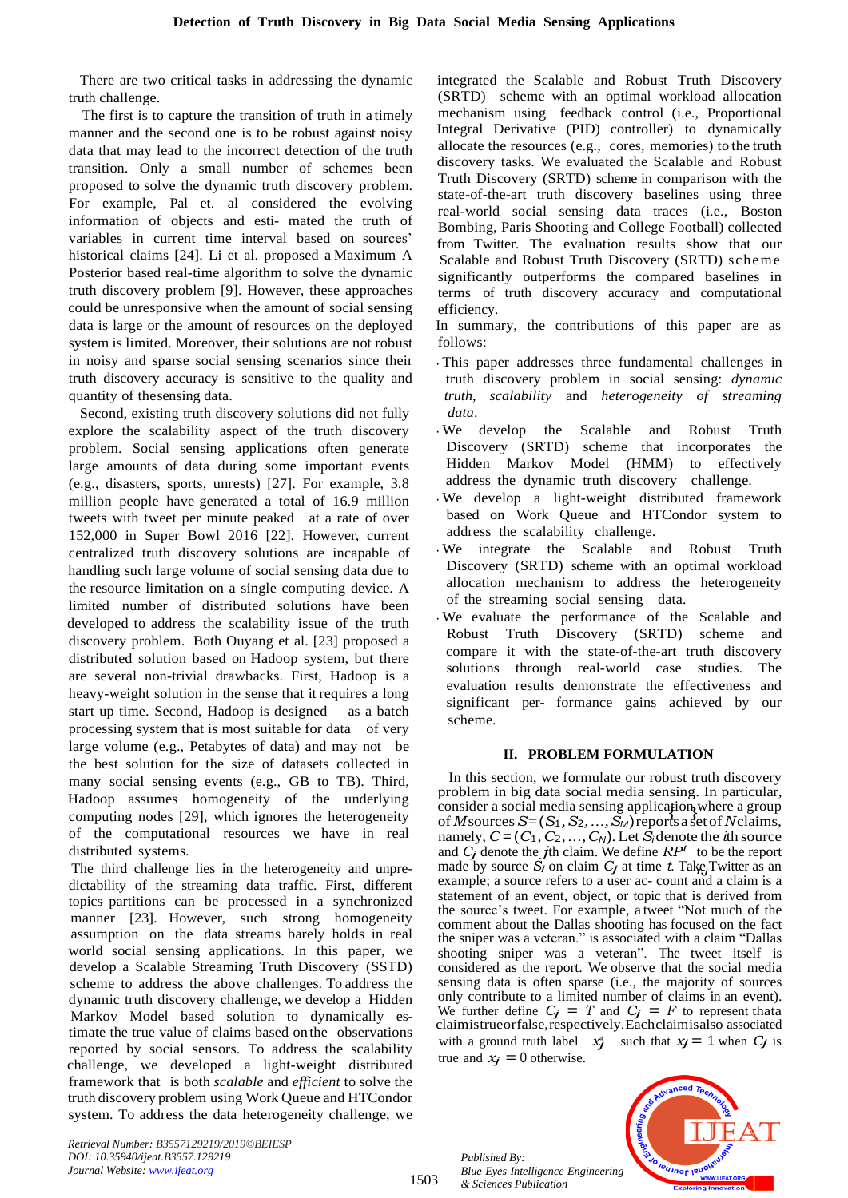There are two critical tasks in addressing the dynamic truth challenge.

The first is to capture the transition of truth in a timely manner and the second one is to be robust against noisy data that may lead to the incorrect detection of the truth transition. Only a small number of schemes been proposed to solve the dynamic truth discovery problem. For example, Pal et. al considered the evolving information of objects and esti- mated the truth of variables in current time interval based on sources' historical claims [24]. Li et al. proposed a Maximum A Posterior based real-time algorithm to solve the dynamic truth discovery problem [9]. However, these approaches could be unresponsive when the amount of social sensing data is large or the amount of resources on the deployed system is limited. Moreover, their solutions are not robust in noisy and sparse social sensing scenarios since their truth discovery accuracy is sensitive to the quality and quantity of thesensing data.

Second, existing truth discovery solutions did not fully explore the scalability aspect of the truth discovery problem. Social sensing applications often generate large amounts of data during some important events (e.g., disasters, sports, unrests) [27]. For example, 3.8 million people have generated a total of 16.9 million tweets with tweet per minute peaked at a rate of over 152,000 in Super Bowl 2016 [22]. However, current centralized truth discovery solutions are incapable of handling such large volume of social sensing data due to the resource limitation on a single computing device. A limited number of distributed solutions have been developed to address the scalability issue of the truth discovery problem. Both Ouyang et al. [23] proposed a distributed solution based on Hadoop system, but there are several non-trivial drawbacks. First, Hadoop is a heavy-weight solution in the sense that it requires a long start up time. Second, Hadoop is designed as a batch processing system that is most suitable for data of very large volume (e.g., Petabytes of data) and may not be the best solution for the size of datasets collected in many social sensing events (e.g., GB to TB). Third, Hadoop assumes homogeneity of the underlying computing nodes [29], which ignores the heterogeneity of the computational resources we have in real distributed systems.

The third challenge lies in the heterogeneity and unpre- dictability of the streaming data traffic. First, different topics partitions can be processed in a synchronized manner [23]. However, such strong homogeneity assumption on the data streams barely holds in real world social sensing applications. In this paper, we develop a Scalable Streaming Truth Discovery (SSTD) scheme to address the above challenges. To address the dynamic truth discovery challenge, we develop a Hidden Markov Model based solution to dynamically es- timate the true value of claims based on the observations reported by social sensors. To address the scalability challenge, we developed a light-weight distributed framework that is both *scalable* and *efficient* to solve the truth discovery problem using Work Queue and HTCondor system. To address the data heterogeneity challenge, we integrated the Scalable and Robust Truth Discovery (SRTD) scheme with an optimal workload allocation mechanism using feedback control (i.e., Proportional Integral Derivative (PID) controller) to dynamically allocate the resources (e.g., cores, memories) to the truth discovery tasks. We evaluated the Scalable and Robust Truth Discovery (SRTD) scheme in comparison with the state-of-the-art truth discovery baselines using three real-world social sensing data traces (i.e., Boston Bombing, Paris Shooting and College Football) collected from Twitter. The evaluation results show that our Scalable and Robust Truth Discovery (SRTD) scheme significantly outperforms the compared baselines in terms of truth discovery accuracy and computational efficiency.

In summary, the contributions of this paper are as follows:

- This paper addresses three fundamental challenges in truth discovery problem in social sensing: *dynamic truth*, *scalability* and *heterogeneity of streaming data*.
- We develop the Scalable and Robust Truth Discovery (SRTD) scheme that incorporates the Hidden Markov Model (HMM) to effectively address the dynamic truth discovery challenge.
- We develop a light-weight distributed framework based on Work Queue and HTCondor system to address the scalability challenge.
- We integrate the Scalable and Robust Truth Discovery (SRTD) scheme with an optimal workload allocation mechanism to address the heterogeneity of the streaming social sensing data.
- We evaluate the performance of the Scalable and Robust Truth Discovery (SRTD) scheme and compare it with the state-of-the-art truth discovery solutions through real-world case studies. The evaluation results demonstrate the effectiveness and significant per- formance gains achieved by our scheme.

## II. PROBLEM FORMULATION

In this section, we formulate our robust truth discovery problem in big data social media sensing. In particular, consider a social media sensing application where a group of $M$ sources $S = (S_1, S_2, ..., S_M)$ reports a set of $N$ claims, namely, $C = (C_1, C_2, ..., C_N)$. Let $S_i$ denote the $i$th source and $C_j$ denote the $j$th claim. We define $RP^t_{i,j}$ to be the report made by source $S_i$ on claim $C_j$ at time $t$. Take Twitter as an example; a source refers to a user ac- count and a claim is a statement of an event, object, or topic that is derived from the source's tweet. For example, a tweet "Not much of the comment about the Dallas shooting has focused on the fact the sniper was a veteran." is associated with a claim "Dallas shooting sniper was a veteran". The tweet itself is considered as the report. We observe that the social media sensing data is often sparse (i.e., the majority of sources only contribute to a limited number of claims in an event). We further define $C_j = T$ and $C_j = F$ to represent that a claim is true or false, respectively. Each claim is also associated with a ground truth label $x^t_j$ such that $x_j = 1$ when $C_j$ is true and $x_j = 0$ otherwise.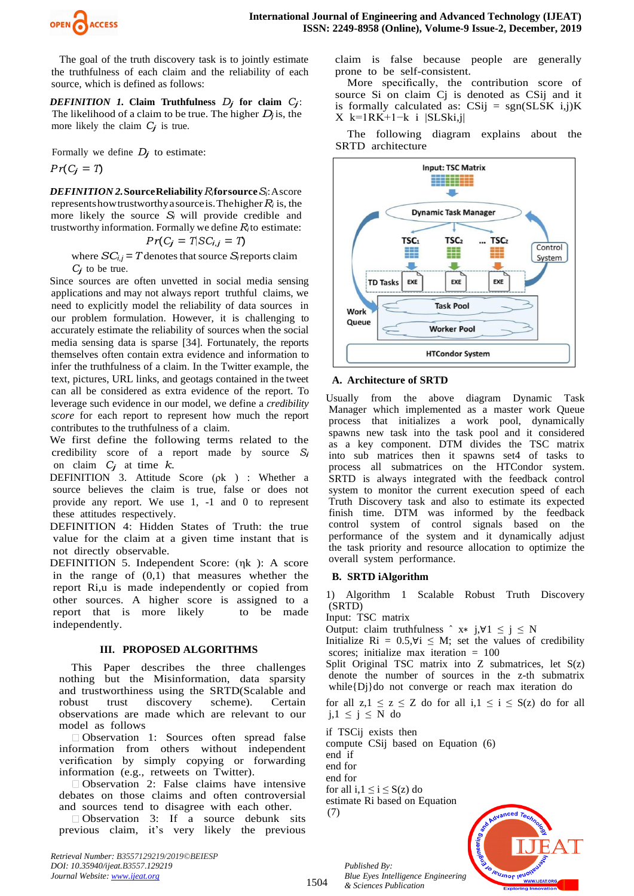The goal of the truth discovery task is to jointly estimate the truthfulness of each claim and the reliability of each source, which is defined as follows:

***DEFINITION 1.*** **Claim Truthfulness** $D_j$ **for claim** $C_j$: The likelihood of a claim to be true. The higher $D_j$ is, the more likely the claim $C_j$ is true.

Formally we define $D_j$ to estimate:

$Pr(C_j = T)$

***DEFINITION 2.*** **Source Reliability** $R_i$ **for source** $S_i$: A score represents how trustworthy a source is. The higher $R_i$ is, the more likely the source $S_i$ will provide credible and trustworthy information. Formally we define $R_i$ to estimate:

$$Pr(C_j = T | SC_{i,j} = T)$$

where $SC_{i,j} = T$ denotes that source $S_i$ reports claim $C_j$ to be true.

Since sources are often unvetted in social media sensing applications and may not always report truthful claims, we need to explicitly model the reliability of data sources in our problem formulation. However, it is challenging to accurately estimate the reliability of sources when the social media sensing data is sparse [34]. Fortunately, the reports themselves often contain extra evidence and information to infer the truthfulness of a claim. In the Twitter example, the text, pictures, URL links, and geotags contained in the tweet can all be considered as extra evidence of the report. To leverage such evidence in our model, we define a *credibility score* for each report to represent how much the report contributes to the truthfulness of a claim.

We first define the following terms related to the credibility score of a report made by source $S_i$ on claim $C_j$ at time $k$.

DEFINITION 3. Attitude Score (ρk ) : Whether a source believes the claim is true, false or does not provide any report. We use 1, -1 and 0 to represent these attitudes respectively.

DEFINITION 4: Hidden States of Truth: the true value for the claim at a given time instant that is not directly observable.

DEFINITION 5. Independent Score: (ηk ): A score in the range of (0,1) that measures whether the report Ri,u is made independently or copied from other sources. A higher score is assigned to a report that is more likely to be made independently.

## III. PROPOSED ALGORITHMS

This Paper describes the three challenges nothing but the Misinformation, data sparsity and trustworthiness using the SRTD(Scalable and robust trust discovery scheme). Certain observations are made which are relevant to our model as follows

- Observation 1: Sources often spread false information from others without independent verification by simply copying or forwarding information (e.g., retweets on Twitter).
- Observation 2: False claims have intensive debates on those claims and often controversial and sources tend to disagree with each other.
- Observation 3: If a source debunk sits previous claim, it's very likely the previous claim is false because people are generally prone to be self-consistent.

More specifically, the contribution score of source Si on claim Cj is denoted as CSij and it is formally calculated as: CSij = sgn(SLSK i,j)K X k=1RK+1−k i |SLSki,j|

The following diagram explains about the SRTD architecture

### A. Architecture of SRTD

Usually from the above diagram Dynamic Task Manager which implemented as a master work Queue process that initializes a work pool, dynamically spawns new task into the task pool and it considered as a key component. DTM divides the TSC matrix into sub matrices then it spawns set4 of tasks to process all submatrices on the HTCondor system. SRTD is always integrated with the feedback control system to monitor the current execution speed of each Truth Discovery task and also to estimate its expected finish time. DTM was informed by the feedback control system of control signals based on the performance of the system and it dynamically adjust the task priority and resource allocation to optimize the overall system performance.

### B. SRTD iAlgorithm

1) Algorithm 1 Scalable Robust Truth Discovery (SRTD)

Input: TSC matrix

Output: claim truthfulness ˆ x∗ j,∀1 ≤ j ≤ N

Initialize Ri = 0.5,∀i ≤ M; set the values of credibility scores; initialize max iteration = 100

Split Original TSC matrix into Z submatrices, let S(z) denote the number of sources in the z-th submatrix while{Dj}do not converge or reach max iteration do

for all z,1 ≤ z ≤ Z do for all i,1 ≤ i ≤ S(z) do for all j,1 ≤ j ≤ N do

if TSCij exists then
compute CSij based on Equation (6)
end if
end for
end for
for all i,1 ≤ i ≤ S(z) do
estimate Ri based on Equation (7)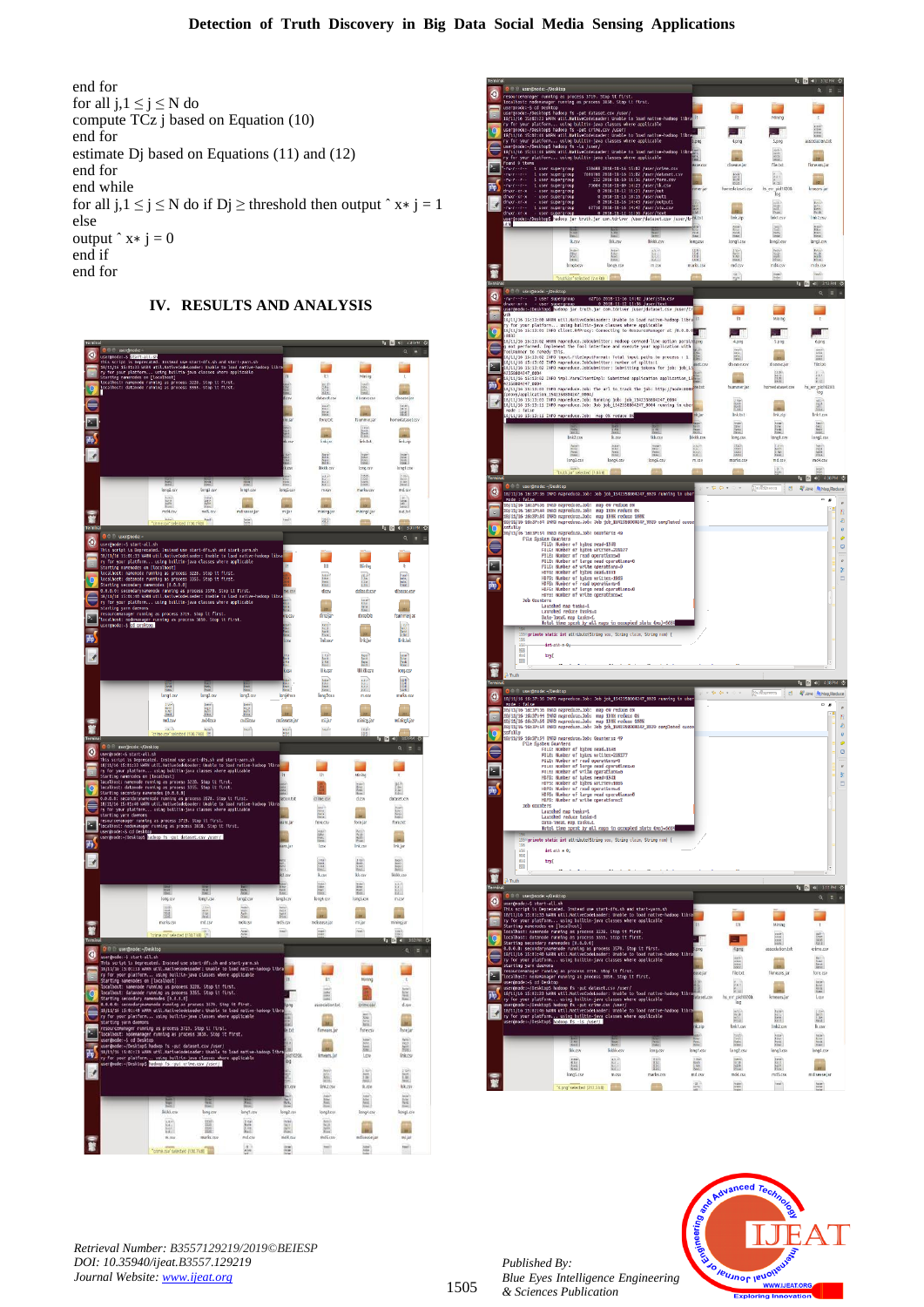end for
for all j,1 ≤ j ≤ N do
compute $TCz_j$ based on Equation (10)
end for
estimate $D_j$ based on Equations (11) and (12)
end for
end while
for all j,1 ≤ j ≤ N do if $D_j$ ≥ threshold then output $\hat{x}*_j = 1$
else
output $\hat{x}*_j = 0$
end if
end for

## IV. RESULTS AND ANALYSIS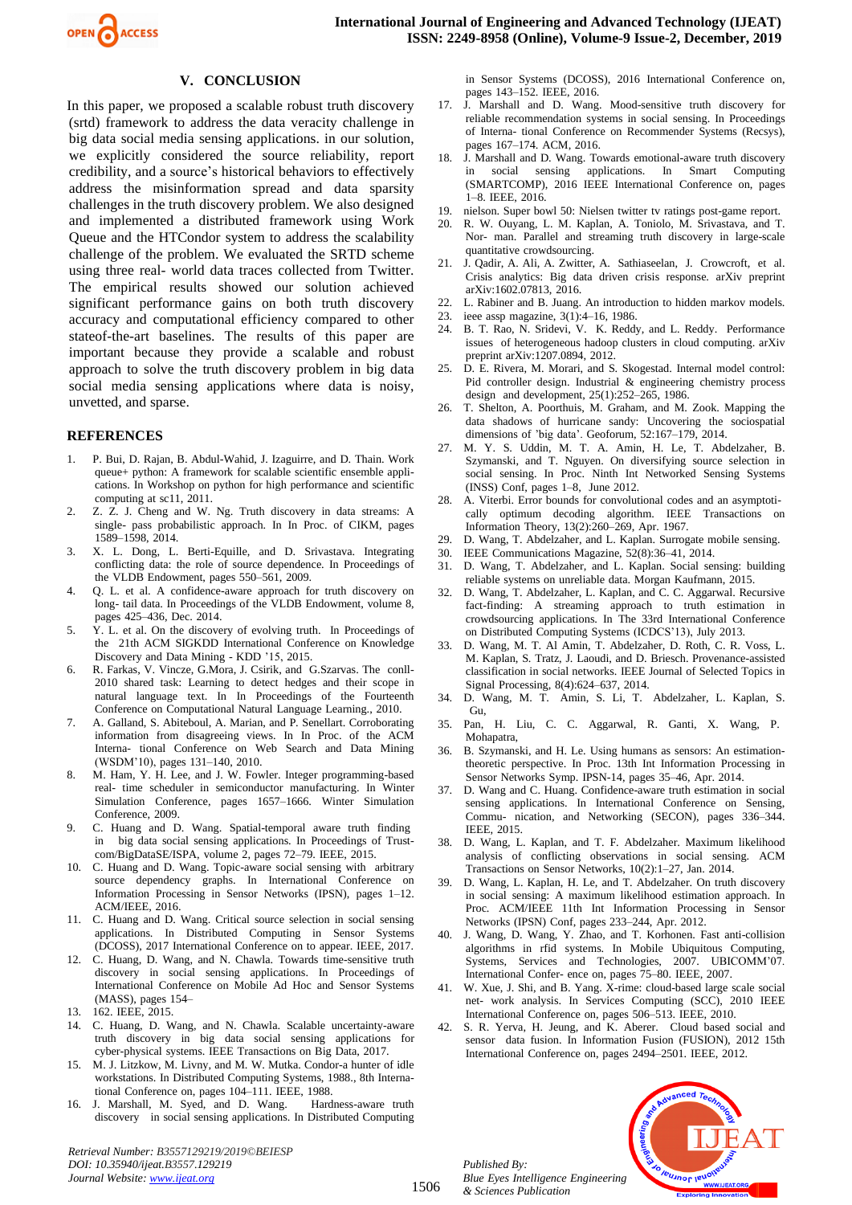## V. CONCLUSION

In this paper, we proposed a scalable robust truth discovery (srtd) framework to address the data veracity challenge in big data social media sensing applications. In our solution, we explicitly considered the source reliability, report credibility, and a source's historical behaviors to effectively address the misinformation spread and data sparsity challenges in the truth discovery problem. We also designed and implemented a distributed framework using Work Queue and the HTCondor system to address the scalability challenge of the problem. We evaluated the SRTD scheme using three real- world data traces collected from Twitter. The empirical results showed our solution achieved significant performance gains on both truth discovery accuracy and computational efficiency compared to other stateof-the-art baselines. The results of this paper are important because they provide a scalable and robust approach to solve the truth discovery problem in big data social media sensing applications where data is noisy, unvetted, and sparse.

## REFERENCES

1. P. Bui, D. Rajan, B. Abdul-Wahid, J. Izaguirre, and D. Thain. Work queue+ python: A framework for scalable scientific ensemble applications. In Workshop on python for high performance and scientific computing at sc11, 2011.
2. Z. Z. J. Cheng and W. Ng. Truth discovery in data streams: A single- pass probabilistic approach. In In Proc. of CIKM, pages 1589–1598, 2014.
3. X. L. Dong, L. Berti-Equille, and D. Srivastava. Integrating conflicting data: the role of source dependence. In Proceedings of the VLDB Endowment, pages 550–561, 2009.
4. Q. L. et al. A confidence-aware approach for truth discovery on long- tail data. In Proceedings of the VLDB Endowment, volume 8, pages 425–436, Dec. 2014.
5. Y. L. et al. On the discovery of evolving truth. In Proceedings of the 21th ACM SIGKDD International Conference on Knowledge Discovery and Data Mining - KDD '15, 2015.
6. R. Farkas, V. Vincze, G.Mora, J. Csirik, and G.Szarvas. The conll-2010 shared task: Learning to detect hedges and their scope in natural language text. In Proceedings of the Fourteenth Conference on Computational Natural Language Learning., 2010.
7. A. Galland, S. Abiteboul, A. Marian, and P. Senellart. Corroborating information from disagreeing views. In In Proc. of the ACM Interna- tional Conference on Web Search and Data Mining (WSDM'10), pages 131–140, 2010.
8. M. Ham, Y. H. Lee, and J. W. Fowler. Integer programming-based real- time scheduler in semiconductor manufacturing. In Winter Simulation Conference, pages 1657–1666. Winter Simulation Conference, 2009.
9. C. Huang and D. Wang. Spatial-temporal aware truth finding in big data social sensing applications. In Proceedings of Trust-com/BigDataSE/ISPA, volume 2, pages 72–79. IEEE, 2015.
10. C. Huang and D. Wang. Topic-aware social sensing with arbitrary source dependency graphs. In International Conference on Information Processing in Sensor Networks (IPSN), pages 1–12. ACM/IEEE, 2016.
11. C. Huang and D. Wang. Critical source selection in social sensing applications. In Distributed Computing in Sensor Systems (DCOSS), 2017 International Conference on to appear. IEEE, 2017.
12. C. Huang, D. Wang, and N. Chawla. Towards time-sensitive truth discovery in social sensing applications. In Proceedings of International Conference on Mobile Ad Hoc and Sensor Systems (MASS), pages 154–
13. 162. IEEE, 2015.
14. C. Huang, D. Wang, and N. Chawla. Scalable uncertainty-aware truth discovery in big data social sensing applications for cyber-physical systems. IEEE Transactions on Big Data, 2017.
15. M. J. Litzkow, M. Livny, and M. W. Mutka. Condor-a hunter of idle workstations. In Distributed Computing Systems, 1988., 8th Interna- tional Conference on, pages 104–111. IEEE, 1988.
16. J. Marshall, M. Syed, and D. Wang. Hardness-aware truth discovery in social sensing applications. In Distributed Computing in Sensor Systems (DCOSS), 2016 International Conference on, pages 143–152. IEEE, 2016.
17. J. Marshall and D. Wang. Mood-sensitive truth discovery for reliable recommendation systems in social sensing. In Proceedings of Interna- tional Conference on Recommender Systems (Recsys), pages 167–174. ACM, 2016.
18. J. Marshall and D. Wang. Towards emotional-aware truth discovery in social sensing applications. In Smart Computing (SMARTCOMP), 2016 IEEE International Conference on, pages 1–8. IEEE, 2016.
19. nielson. Super bowl 50: Nielsen twitter tv ratings post-game report.
20. R. W. Ouyang, L. M. Kaplan, A. Toniolo, M. Srivastava, and T. Nor- man. Parallel and streaming truth discovery in large-scale quantitative crowdsourcing.
21. J. Qadir, A. Ali, A. Zwitter, A. Sathiaseelan, J. Crowcroft, et al. Crisis analytics: Big data driven crisis response. arXiv preprint arXiv:1602.07813, 2016.
22. L. Rabiner and B. Juang. An introduction to hidden markov models.
23. ieee assp magazine, 3(1):4–16, 1986.
24. B. T. Rao, N. Sridevi, V. K. Reddy, and L. Reddy. Performance issues of heterogeneous hadoop clusters in cloud computing. arXiv preprint arXiv:1207.0894, 2012.
25. D. E. Rivera, M. Morari, and S. Skogestad. Internal model control: Pid controller design. Industrial & engineering chemistry process design and development, 25(1):252–265, 1986.
26. T. Shelton, A. Poorthuis, M. Graham, and M. Zook. Mapping the data shadows of hurricane sandy: Uncovering the sociospatial dimensions of 'big data'. Geoforum, 52:167–179, 2014.
27. M. Y. S. Uddin, M. T. A. Amin, H. Le, T. Abdelzaher, B. Szymanski, and T. Nguyen. On diversifying source selection in social sensing. In Proc. Ninth Int Networked Sensing Systems (INSS) Conf, pages 1–8, June 2012.
28. A. Viterbi. Error bounds for convolutional codes and an asymptoti- cally optimum decoding algorithm. IEEE Transactions on Information Theory, 13(2):260–269, Apr. 1967.
29. D. Wang, T. Abdelzaher, and L. Kaplan. Surrogate mobile sensing.
30. IEEE Communications Magazine, 52(8):36–41, 2014.
31. D. Wang, T. Abdelzaher, and L. Kaplan. Social sensing: building reliable systems on unreliable data. Morgan Kaufmann, 2015.
32. D. Wang, T. Abdelzaher, L. Kaplan, and C. C. Aggarwal. Recursive fact-finding: A streaming approach to truth estimation in crowdsourcing applications. In The 33rd International Conference on Distributed Computing Systems (ICDCS'13), July 2013.
33. D. Wang, M. T. Al Amin, T. Abdelzaher, D. Roth, C. R. Voss, L. M. Kaplan, S. Tratz, J. Laoudi, and D. Briesch. Provenance-assisted classification in social networks. IEEE Journal of Selected Topics in Signal Processing, 8(4):624–637, 2014.
34. D. Wang, M. T. Amin, S. Li, T. Abdelzaher, L. Kaplan, S. Gu,
35. Pan, H. Liu, C. C. Aggarwal, R. Ganti, X. Wang, P. Mohapatra,
36. B. Szymanski, and H. Le. Using humans as sensors: An estimation-theoretic perspective. In Proc. 13th Int Information Processing in Sensor Networks Symp. IPSN-14, pages 35–46, Apr. 2014.
37. D. Wang and C. Huang. Confidence-aware truth estimation in social sensing applications. In International Conference on Sensing, Commu- nication, and Networking (SECON), pages 336–344. IEEE, 2015.
38. D. Wang, L. Kaplan, and T. F. Abdelzaher. Maximum likelihood analysis of conflicting observations in social sensing. ACM Transactions on Sensor Networks, 10(2):1–27, Jan. 2014.
39. D. Wang, L. Kaplan, H. Le, and T. Abdelzaher. On truth discovery in social sensing: A maximum likelihood estimation approach. In Proc. ACM/IEEE 11th Int Information Processing in Sensor Networks (IPSN) Conf, pages 233–244, Apr. 2012.
40. J. Wang, D. Wang, Y. Zhao, and T. Korhonen. Fast anti-collision algorithms in rfid systems. In Mobile Ubiquitous Computing, Systems, Services and Technologies, 2007. UBICOMM'07. International Confer- ence on, pages 75–80. IEEE, 2007.
41. W. Xue, J. Shi, and B. Yang. X-rime: cloud-based large scale social net- work analysis. In Services Computing (SCC), 2010 IEEE International Conference on, pages 506–513. IEEE, 2010.
42. S. R. Yerva, H. Jeung, and K. Aberer. Cloud based social and sensor data fusion. In Information Fusion (FUSION), 2012 15th International Conference on, pages 2494–2501. IEEE, 2012.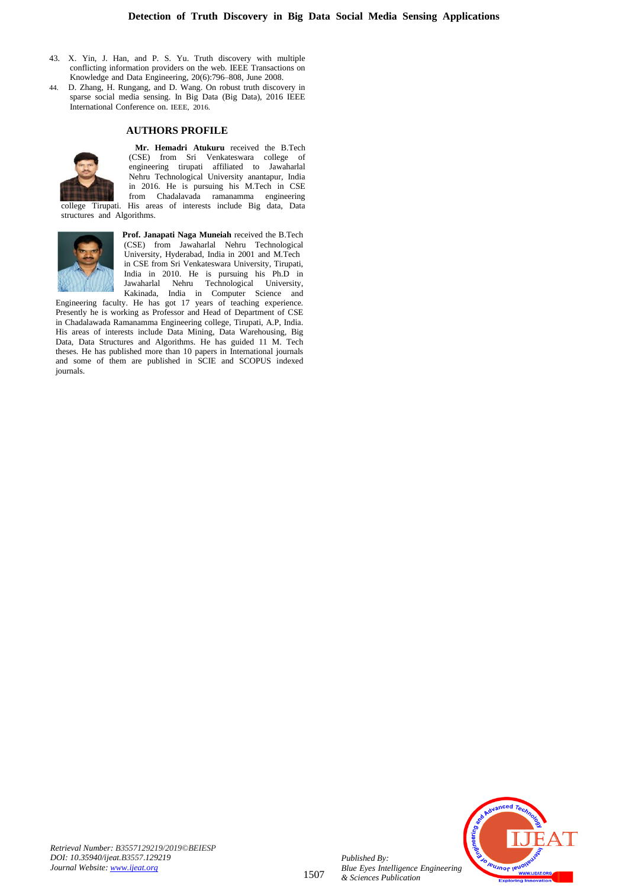43. X. Yin, J. Han, and P. S. Yu. Truth discovery with multiple conflicting information providers on the web. IEEE Transactions on Knowledge and Data Engineering, 20(6):796–808, June 2008.
44. D. Zhang, H. Rungang, and D. Wang. On robust truth discovery in sparse social media sensing. In Big Data (Big Data), 2016 IEEE International Conference on. IEEE, 2016.

## AUTHORS PROFILE

**Mr. Hemadri Atukuru** received the B.Tech (CSE) from Sri Venkateswara college of engineering tirupati affiliated to Jawaharlal Nehru Technological University anantapur, India in 2016. He is pursuing his M.Tech in CSE from Chadalavada ramanamma engineering college Tirupati. His areas of interests include Big data, Data structures and Algorithms.

**Prof. Janapati Naga Muneiah** received the B.Tech (CSE) from Jawaharlal Nehru Technological University, Hyderabad, India in 2001 and M.Tech in CSE from Sri Venkateswara University, Tirupati, India in 2010. He is pursuing his Ph.D in Jawaharlal Nehru Technological University, Kakinada, India in Computer Science and Engineering faculty. He has got 17 years of teaching experience. Presently he is working as Professor and Head of Department of CSE in Chadalawada Ramanamma Engineering college, Tirupati, A.P, India. His areas of interests include Data Mining, Data Warehousing, Big Data, Data Structures and Algorithms. He has guided 11 M. Tech theses. He has published more than 10 papers in International journals and some of them are published in SCIE and SCOPUS indexed journals.